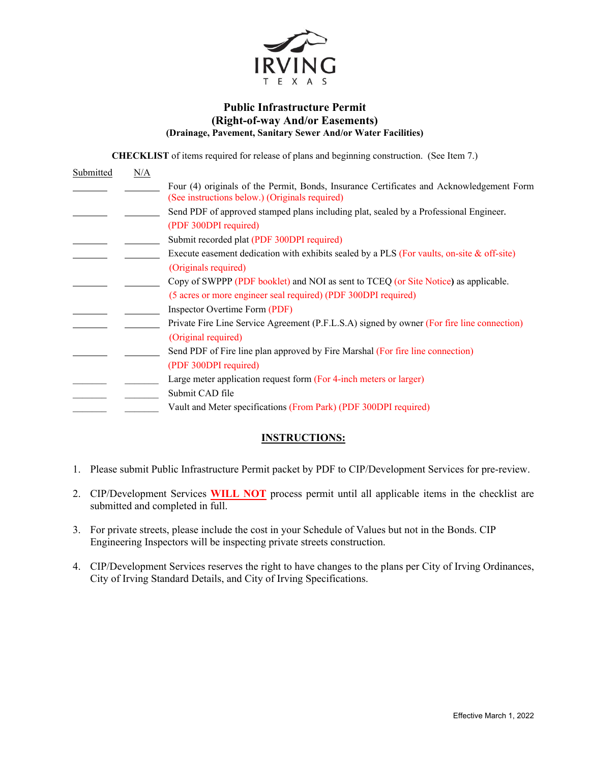IRVING
TEXAS

# Public Infrastructure Permit
## (Right-of-way And/or Easements)
### (Drainage, Pavement, Sanitary Sewer And/or Water Facilities)

**CHECKLIST** of items required for release of plans and beginning construction. (See Item 7.)

| Submitted | N/A | |
|---|---|---|
| ______ | ______ | Four (4) originals of the Permit, Bonds, Insurance Certificates and Acknowledgement Form (See instructions below.) (Originals required) |
| ______ | ______ | Send PDF of approved stamped plans including plat, sealed by a Professional Engineer. (PDF 300DPI required) |
| ______ | ______ | Submit recorded plat (PDF 300DPI required) |
| ______ | ______ | Execute easement dedication with exhibits sealed by a PLS (For vaults, on-site & off-site) (Originals required) |
| ______ | ______ | Copy of SWPPP (PDF booklet) and NOI as sent to TCEQ (or Site Notice) as applicable. (5 acres or more engineer seal required) (PDF 300DPI required) |
| ______ | ______ | Inspector Overtime Form (PDF) |
| ______ | ______ | Private Fire Line Service Agreement (P.F.L.S.A) signed by owner (For fire line connection) (Original required) |
| ______ | ______ | Send PDF of Fire line plan approved by Fire Marshal (For fire line connection) (PDF 300DPI required) |
| ______ | ______ | Large meter application request form (For 4-inch meters or larger) |
| ______ | ______ | Submit CAD file |
| ______ | ______ | Vault and Meter specifications (From Park) (PDF 300DPI required) |

## INSTRUCTIONS:

1. Please submit Public Infrastructure Permit packet by PDF to CIP/Development Services for pre-review.
2. CIP/Development Services **WILL NOT** process permit until all applicable items in the checklist are submitted and completed in full.
3. For private streets, please include the cost in your Schedule of Values but not in the Bonds. CIP Engineering Inspectors will be inspecting private streets construction.
4. CIP/Development Services reserves the right to have changes to the plans per City of Irving Ordinances, City of Irving Standard Details, and City of Irving Specifications.

Effective March 1, 2022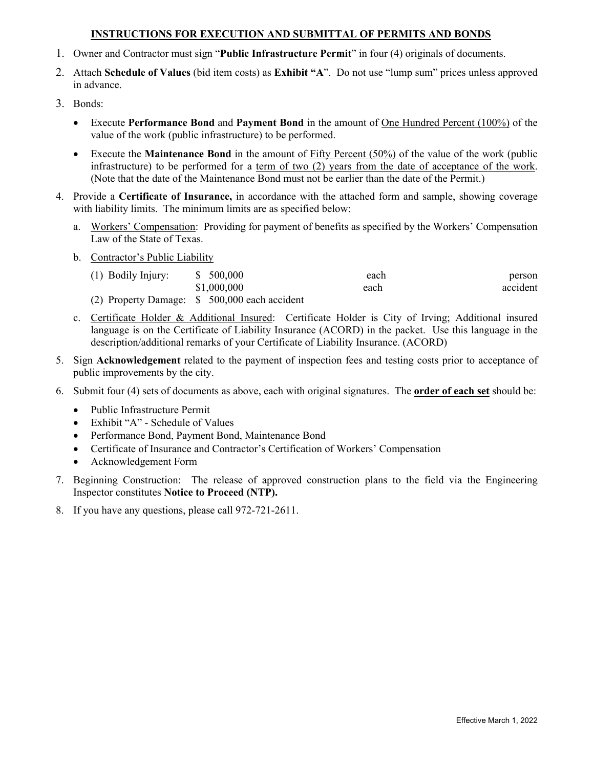## INSTRUCTIONS FOR EXECUTION AND SUBMITTAL OF PERMITS AND BONDS

1. Owner and Contractor must sign "**Public Infrastructure Permit**" in four (4) originals of documents.
2. Attach **Schedule of Values** (bid item costs) as **Exhibit "A"**. Do not use "lump sum" prices unless approved in advance.
3. Bonds:
   - Execute **Performance Bond** and **Payment Bond** in the amount of One Hundred Percent (100%) of the value of the work (public infrastructure) to be performed.
   - Execute the **Maintenance Bond** in the amount of Fifty Percent (50%) of the value of the work (public infrastructure) to be performed for a term of two (2) years from the date of acceptance of the work. (Note that the date of the Maintenance Bond must not be earlier than the date of the Permit.)
4. Provide a **Certificate of Insurance,** in accordance with the attached form and sample, showing coverage with liability limits. The minimum limits are as specified below:
   a. Workers' Compensation: Providing for payment of benefits as specified by the Workers' Compensation Law of the State of Texas.
   b. Contractor's Public Liability
      (1) Bodily Injury: $ 500,000 each person
      $1,000,000 each accident
      (2) Property Damage: $ 500,000 each accident
   c. Certificate Holder & Additional Insured: Certificate Holder is City of Irving; Additional insured language is on the Certificate of Liability Insurance (ACORD) in the packet. Use this language in the description/additional remarks of your Certificate of Liability Insurance. (ACORD)
5. Sign **Acknowledgement** related to the payment of inspection fees and testing costs prior to acceptance of public improvements by the city.
6. Submit four (4) sets of documents as above, each with original signatures. The **order of each set** should be:
   - Public Infrastructure Permit
   - Exhibit "A" - Schedule of Values
   - Performance Bond, Payment Bond, Maintenance Bond
   - Certificate of Insurance and Contractor's Certification of Workers' Compensation
   - Acknowledgement Form
7. Beginning Construction: The release of approved construction plans to the field via the Engineering Inspector constitutes **Notice to Proceed (NTP).**
8. If you have any questions, please call 972-721-2611.

Effective March 1, 2022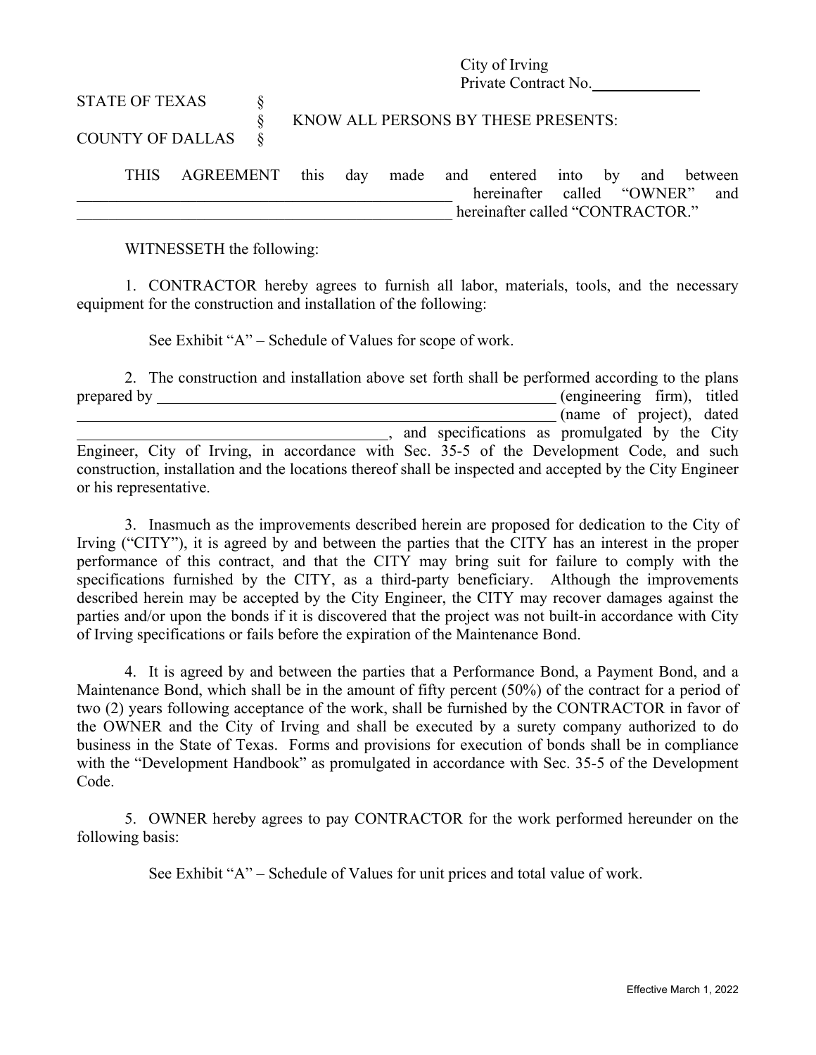City of Irving
Private Contract No.______________

STATE OF TEXAS §
§ KNOW ALL PERSONS BY THESE PRESENTS:
COUNTY OF DALLAS §

THIS AGREEMENT this day made and entered into by and between __________________________________________________ hereinafter called "OWNER" and __________________________________________________ hereinafter called "CONTRACTOR."

WITNESSETH the following:

1. CONTRACTOR hereby agrees to furnish all labor, materials, tools, and the necessary equipment for the construction and installation of the following:

See Exhibit "A" – Schedule of Values for scope of work.

2. The construction and installation above set forth shall be performed according to the plans prepared by ____________________________________________________ (engineering firm), titled ________________________________________________________________ (name of project), dated ________________________________________, and specifications as promulgated by the City Engineer, City of Irving, in accordance with Sec. 35-5 of the Development Code, and such construction, installation and the locations thereof shall be inspected and accepted by the City Engineer or his representative.

3. Inasmuch as the improvements described herein are proposed for dedication to the City of Irving ("CITY"), it is agreed by and between the parties that the CITY has an interest in the proper performance of this contract, and that the CITY may bring suit for failure to comply with the specifications furnished by the CITY, as a third-party beneficiary. Although the improvements described herein may be accepted by the City Engineer, the CITY may recover damages against the parties and/or upon the bonds if it is discovered that the project was not built-in accordance with City of Irving specifications or fails before the expiration of the Maintenance Bond.

4. It is agreed by and between the parties that a Performance Bond, a Payment Bond, and a Maintenance Bond, which shall be in the amount of fifty percent (50%) of the contract for a period of two (2) years following acceptance of the work, shall be furnished by the CONTRACTOR in favor of the OWNER and the City of Irving and shall be executed by a surety company authorized to do business in the State of Texas. Forms and provisions for execution of bonds shall be in compliance with the "Development Handbook" as promulgated in accordance with Sec. 35-5 of the Development Code.

5. OWNER hereby agrees to pay CONTRACTOR for the work performed hereunder on the following basis:

See Exhibit "A" – Schedule of Values for unit prices and total value of work.

Effective March 1, 2022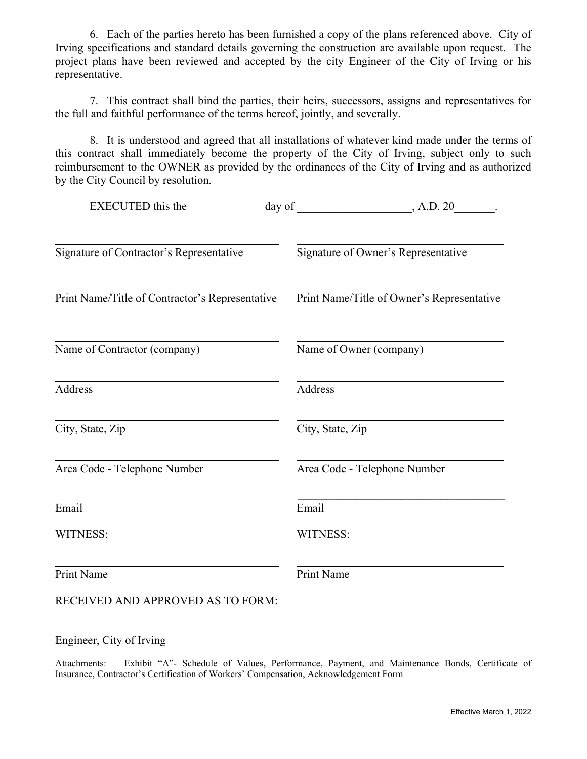6. Each of the parties hereto has been furnished a copy of the plans referenced above. City of Irving specifications and standard details governing the construction are available upon request. The project plans have been reviewed and accepted by the city Engineer of the City of Irving or his representative.

7. This contract shall bind the parties, their heirs, successors, assigns and representatives for the full and faithful performance of the terms hereof, jointly, and severally.

8. It is understood and agreed that all installations of whatever kind made under the terms of this contract shall immediately become the property of the City of Irving, subject only to such reimbursement to the OWNER as provided by the ordinances of the City of Irving and as authorized by the City Council by resolution.

EXECUTED this the ____________ day of ___________________, A.D. 20_______.

| | |
|---|---|
| ______________________________ | ______________________________ |
| Signature of Contractor's Representative | Signature of Owner's Representative |
| ______________________________ | ______________________________ |
| Print Name/Title of Contractor's Representative | Print Name/Title of Owner's Representative |
| ______________________________ | ______________________________ |
| Name of Contractor (company) | Name of Owner (company) |
| ______________________________ | ______________________________ |
| Address | Address |
| ______________________________ | ______________________________ |
| City, State, Zip | City, State, Zip |
| ______________________________ | ______________________________ |
| Area Code - Telephone Number | Area Code - Telephone Number |
| ______________________________ | ______________________________ |
| Email | Email |
| WITNESS: | WITNESS: |
| ______________________________ | ______________________________ |
| Print Name | Print Name |

RECEIVED AND APPROVED AS TO FORM:

______________________________

Engineer, City of Irving

Attachments: Exhibit "A"- Schedule of Values, Performance, Payment, and Maintenance Bonds, Certificate of Insurance, Contractor's Certification of Workers' Compensation, Acknowledgement Form

Effective March 1, 2022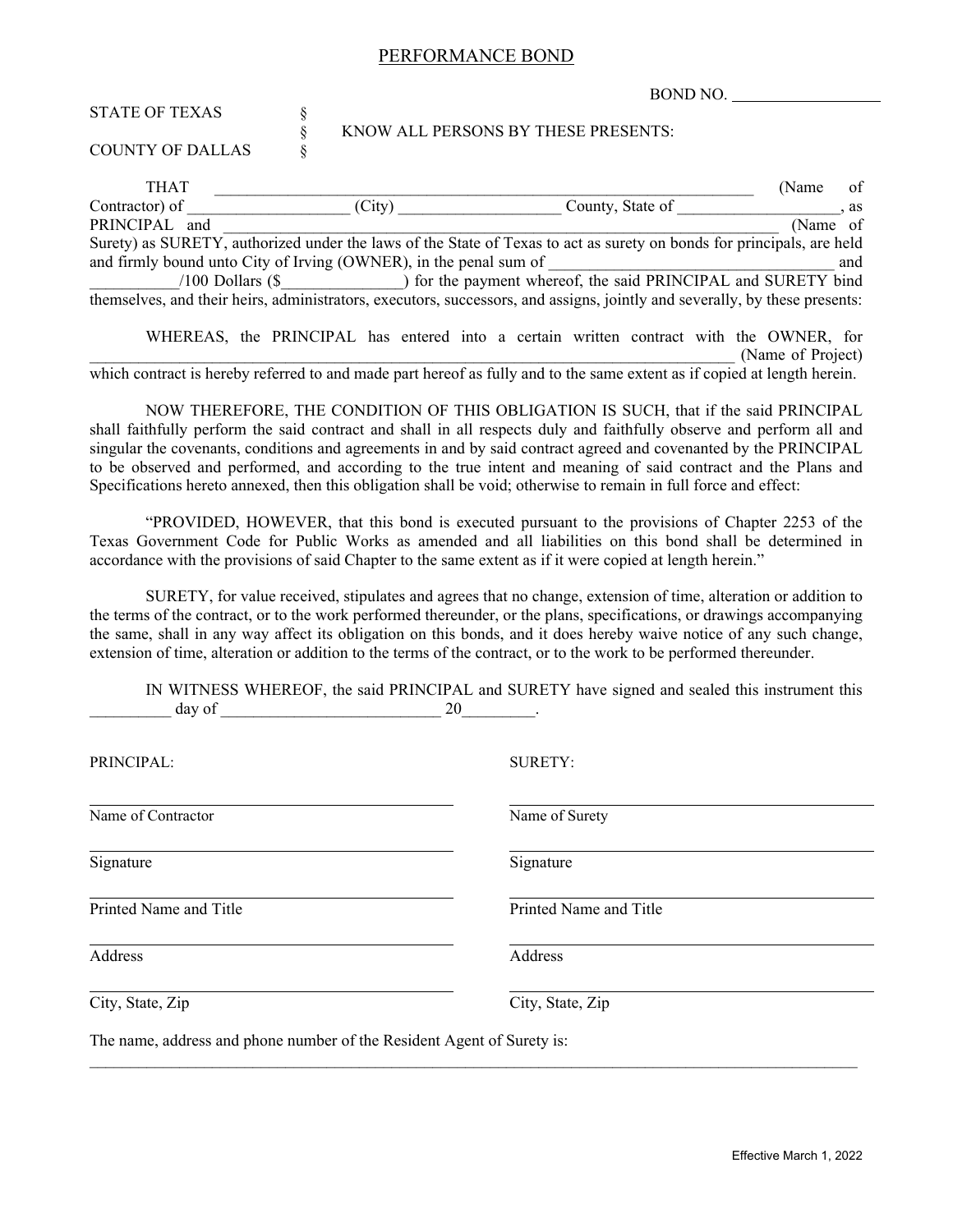# PERFORMANCE BOND

BOND NO. __________________

STATE OF TEXAS §
§ KNOW ALL PERSONS BY THESE PRESENTS:
COUNTY OF DALLAS §

THAT ___________________________________________________________________ (Name of Contractor) of ____________________ (City) ____________________ County, State of ____________________, as PRINCIPAL and ______________________________________________________________________ (Name of Surety) as SURETY, authorized under the laws of the State of Texas to act as surety on bonds for principals, are held and firmly bound unto City of Irving (OWNER), in the penal sum of ____________________________________ and ___________/100 Dollars ($_______________) for the payment whereof, the said PRINCIPAL and SURETY bind themselves, and their heirs, administrators, executors, successors, and assigns, jointly and severally, by these presents:

WHEREAS, the PRINCIPAL has entered into a certain written contract with the OWNER, for _________________________________________________________________________________ (Name of Project) which contract is hereby referred to and made part hereof as fully and to the same extent as if copied at length herein.

NOW THEREFORE, THE CONDITION OF THIS OBLIGATION IS SUCH, that if the said PRINCIPAL shall faithfully perform the said contract and shall in all respects duly and faithfully observe and perform all and singular the covenants, conditions and agreements in and by said contract agreed and covenanted by the PRINCIPAL to be observed and performed, and according to the true intent and meaning of said contract and the Plans and Specifications hereto annexed, then this obligation shall be void; otherwise to remain in full force and effect:

"PROVIDED, HOWEVER, that this bond is executed pursuant to the provisions of Chapter 2253 of the Texas Government Code for Public Works as amended and all liabilities on this bond shall be determined in accordance with the provisions of said Chapter to the same extent as if it were copied at length herein."

SURETY, for value received, stipulates and agrees that no change, extension of time, alteration or addition to the terms of the contract, or to the work performed thereunder, or the plans, specifications, or drawings accompanying the same, shall in any way affect its obligation on this bonds, and it does hereby waive notice of any such change, extension of time, alteration or addition to the terms of the contract, or to the work to be performed thereunder.

IN WITNESS WHEREOF, the said PRINCIPAL and SURETY have signed and sealed this instrument this __________ day of ___________________________ 20_________.

| PRINCIPAL: | SURETY: |
| --- | --- |
| ______________________________ | ______________________________ |
| Name of Contractor | Name of Surety |
| ______________________________ | ______________________________ |
| Signature | Signature |
| ______________________________ | ______________________________ |
| Printed Name and Title | Printed Name and Title |
| ______________________________ | ______________________________ |
| Address | Address |
| ______________________________ | ______________________________ |
| City, State, Zip | City, State, Zip |

The name, address and phone number of the Resident Agent of Surety is:
_____________________________________________________________________________________________

Effective March 1, 2022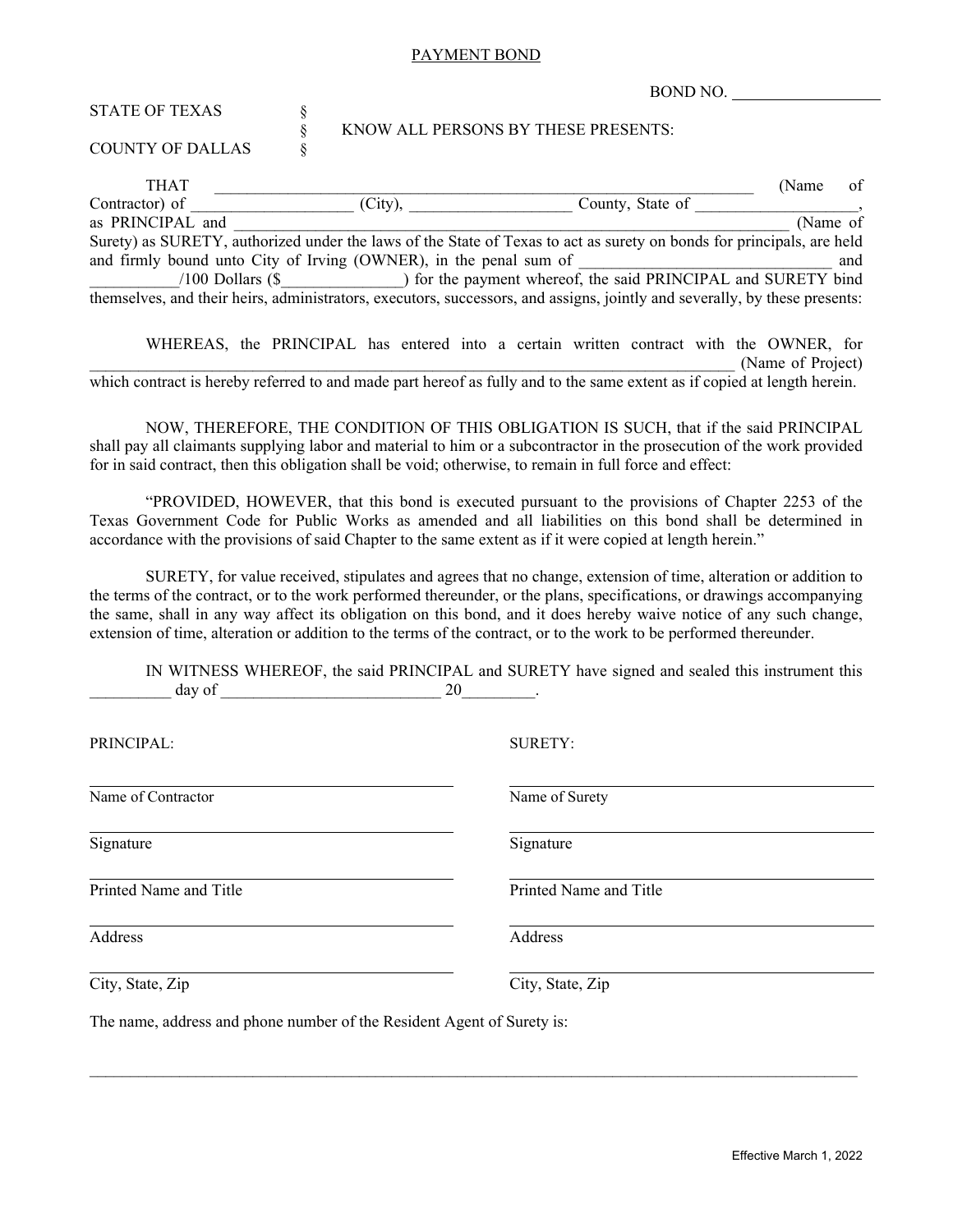# PAYMENT BOND

BOND NO. __________________

STATE OF TEXAS §
§ KNOW ALL PERSONS BY THESE PRESENTS:
COUNTY OF DALLAS §

THAT ________________________________________________________________ (Name of Contractor) of ___________________ (City), ___________________ County, State of ___________________, as PRINCIPAL and ______________________________________________________________________ (Name of Surety) as SURETY, authorized under the laws of the State of Texas to act as surety on bonds for principals, are held and firmly bound unto City of Irving (OWNER), in the penal sum of ________________________________ and ___________/100 Dollars ($_______________) for the payment whereof, the said PRINCIPAL and SURETY bind themselves, and their heirs, administrators, executors, successors, and assigns, jointly and severally, by these presents:

WHEREAS, the PRINCIPAL has entered into a certain written contract with the OWNER, for _________________________________________________________________________________ (Name of Project) which contract is hereby referred to and made part hereof as fully and to the same extent as if copied at length herein.

NOW, THEREFORE, THE CONDITION OF THIS OBLIGATION IS SUCH, that if the said PRINCIPAL shall pay all claimants supplying labor and material to him or a subcontractor in the prosecution of the work provided for in said contract, then this obligation shall be void; otherwise, to remain in full force and effect:

"PROVIDED, HOWEVER, that this bond is executed pursuant to the provisions of Chapter 2253 of the Texas Government Code for Public Works as amended and all liabilities on this bond shall be determined in accordance with the provisions of said Chapter to the same extent as if it were copied at length herein."

SURETY, for value received, stipulates and agrees that no change, extension of time, alteration or addition to the terms of the contract, or to the work performed thereunder, or the plans, specifications, or drawings accompanying the same, shall in any way affect its obligation on this bond, and it does hereby waive notice of any such change, extension of time, alteration or addition to the terms of the contract, or to the work to be performed thereunder.

IN WITNESS WHEREOF, the said PRINCIPAL and SURETY have signed and sealed this instrument this __________ day of ___________________________ 20_________.

| PRINCIPAL: | SURETY: |
|---|---|
| ______________________________ | ______________________________ |
| Name of Contractor | Name of Surety |
| ______________________________ | ______________________________ |
| Signature | Signature |
| ______________________________ | ______________________________ |
| Printed Name and Title | Printed Name and Title |
| ______________________________ | ______________________________ |
| Address | Address |
| ______________________________ | ______________________________ |
| City, State, Zip | City, State, Zip |

The name, address and phone number of the Resident Agent of Surety is:

_____________________________________________________________________________________________

Effective March 1, 2022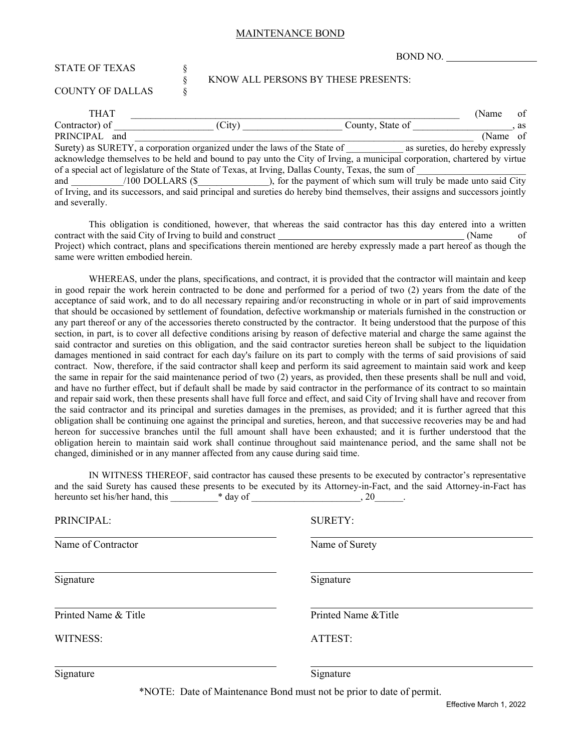# MAINTENANCE BOND

BOND NO. ___________________

STATE OF TEXAS §
§ KNOW ALL PERSONS BY THESE PRESENTS:
COUNTY OF DALLAS §

THAT _______________________________________________________________________ (Name of Contractor) of ____________________ (City) ____________________ County, State of ____________________, as PRINCIPAL and _______________________________________________________________________ (Name of Surety) as SURETY, a corporation organized under the laws of the State of ____________ as sureties, do hereby expressly acknowledge themselves to be held and bound to pay unto the City of Irving, a municipal corporation, chartered by virtue of a special act of legislature of the State of Texas, at Irving, Dallas County, Texas, the sum of ________________________ and ___________/100 DOLLARS ($_______________), for the payment of which sum will truly be made unto said City of Irving, and its successors, and said principal and sureties do hereby bind themselves, their assigns and successors jointly and severally.

This obligation is conditioned, however, that whereas the said contractor has this day entered into a written contract with the said City of Irving to build and construct ________________________________________ (Name of Project) which contract, plans and specifications therein mentioned are hereby expressly made a part hereof as though the same were written embodied herein.

WHEREAS, under the plans, specifications, and contract, it is provided that the contractor will maintain and keep in good repair the work herein contracted to be done and performed for a period of two (2) years from the date of the acceptance of said work, and to do all necessary repairing and/or reconstructing in whole or in part of said improvements that should be occasioned by settlement of foundation, defective workmanship or materials furnished in the construction or any part thereof or any of the accessories thereto constructed by the contractor. It being understood that the purpose of this section, in part, is to cover all defective conditions arising by reason of defective material and charge the same against the said contractor and sureties on this obligation, and the said contractor sureties hereon shall be subject to the liquidation damages mentioned in said contract for each day's failure on its part to comply with the terms of said provisions of said contract. Now, therefore, if the said contractor shall keep and perform its said agreement to maintain said work and keep the same in repair for the said maintenance period of two (2) years, as provided, then these presents shall be null and void, and have no further effect, but if default shall be made by said contractor in the performance of its contract to so maintain and repair said work, then these presents shall have full force and effect, and said City of Irving shall have and recover from the said contractor and its principal and sureties damages in the premises, as provided; and it is further agreed that this obligation shall be continuing one against the principal and sureties, hereon, and that successive recoveries may be and had hereon for successive branches until the full amount shall have been exhausted; and it is further understood that the obligation herein to maintain said work shall continue throughout said maintenance period, and the same shall not be changed, diminished or in any manner affected from any cause during said time.

IN WITNESS THEREOF, said contractor has caused these presents to be executed by contractor's representative and the said Surety has caused these presents to be executed by its Attorney-in-Fact, and the said Attorney-in-Fact has hereunto set his/her hand, this __________* day of _______________________, 20______.

PRINCIPAL:

_______________________________________
Name of Contractor

_______________________________________
Signature

_______________________________________
Printed Name & Title

WITNESS:

_______________________________________
Signature

SURETY:

_______________________________________
Name of Surety

_______________________________________
Signature

_______________________________________
Printed Name &Title

ATTEST:

_______________________________________
Signature

*NOTE: Date of Maintenance Bond must not be prior to date of permit.

Effective March 1, 2022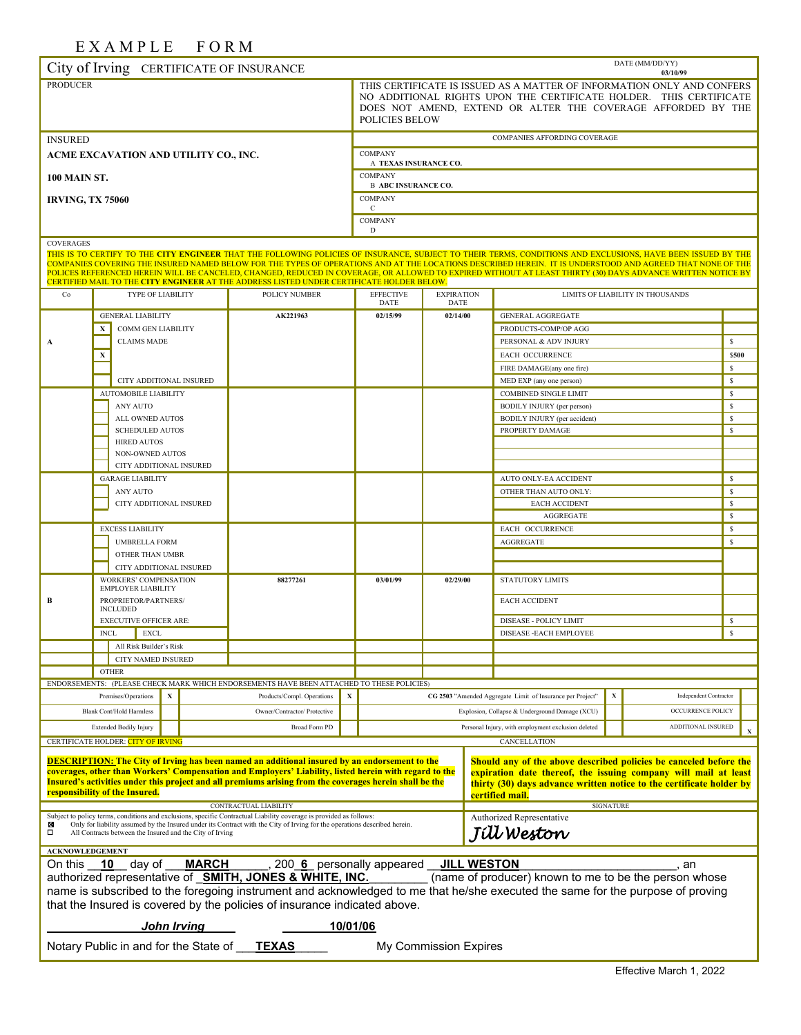EXAMPLE FORM

# City of Irving CERTIFICATE OF INSURANCE

DATE (MM/DD/YY) **03/10/99**

PRODUCER

THIS CERTIFICATE IS ISSUED AS A MATTER OF INFORMATION ONLY AND CONFERS NO ADDITIONAL RIGHTS UPON THE CERTIFICATE HOLDER. THIS CERTIFICATE DOES NOT AMEND, EXTEND OR ALTER THE COVERAGE AFFORDED BY THE POLICIES BELOW

| INSURED | COMPANIES AFFORDING COVERAGE |
|---|---|
| **ACME EXCAVATION AND UTILITY CO., INC.** | COMPANY A **TEXAS INSURANCE CO.** |
| **100 MAIN ST.** | COMPANY B **ABC INSURANCE CO.** |
| **IRVING, TX 75060** | COMPANY C |
| | COMPANY D |

COVERAGES

THIS IS TO CERTIFY TO THE **CITY ENGINEER** THAT THE FOLLOWING POLICIES OF INSURANCE, SUBJECT TO THEIR TERMS, CONDITIONS AND EXCLUSIONS, HAVE BEEN ISSUED BY THE COMPANIES COVERING THE INSURED NAMED BELOW FOR THE TYPES OF OPERATIONS AND AT THE LOCATIONS DESCRIBED HEREIN. IT IS UNDERSTOOD AND AGREED THAT NONE OF THE POLICES REFERENCED HEREIN WILL BE CANCELED, CHANGED, REDUCED IN COVERAGE, OR ALLOWED TO EXPIRED WITHOUT AT LEAST THIRTY (30) DAYS ADVANCE WRITTEN NOTICE BY CERTIFIED MAIL TO THE **CITY ENGINEER** AT THE ADDRESS LISTED UNDER CERTIFICATE HOLDER BELOW.

| Co | TYPE OF LIABILITY | POLICY NUMBER | EFFECTIVE DATE | EXPIRATION DATE | LIMITS OF LIABILITY IN THOUSANDS | |
|---|---|---|---|---|---|---|
| A | GENERAL LIABILITY | AK221963 | 02/15/99 | 02/14/00 | GENERAL AGGREGATE | |
| | [X] COMM GEN LIABILITY | | | | PRODUCTS-COMP/OP AGG | |
| | [ ] CLAIMS MADE | | | | PERSONAL & ADV INJURY | $ |
| | [X] | | | | EACH OCCURRENCE | $500 |
| | | | | | FIRE DAMAGE(any one fire) | $ |
| | [ ] CITY ADDITIONAL INSURED | | | | MED EXP (any one person) | $ |
| | AUTOMOBILE LIABILITY | | | | COMBINED SINGLE LIMIT | $ |
| | [ ] ANY AUTO | | | | BODILY INJURY (per person) | $ |
| | [ ] ALL OWNED AUTOS | | | | BODILY INJURY (per accident) | $ |
| | [ ] SCHEDULED AUTOS | | | | PROPERTY DAMAGE | $ |
| | [ ] HIRED AUTOS | | | | | |
| | [ ] NON-OWNED AUTOS | | | | | |
| | [ ] CITY ADDITIONAL INSURED | | | | | |
| | GARAGE LIABILITY | | | | AUTO ONLY-EA ACCIDENT | $ |
| | [ ] ANY AUTO | | | | OTHER THAN AUTO ONLY: | $ |
| | [ ] CITY ADDITIONAL INSURED | | | | EACH ACCIDENT | $ |
| | | | | | AGGREGATE | $ |
| | EXCESS LIABILITY | | | | EACH OCCURRENCE | $ |
| | [ ] UMBRELLA FORM | | | | AGGREGATE | $ |
| | [ ] OTHER THAN UMBR | | | | | |
| | [ ] CITY ADDITIONAL INSURED | | | | | |
| B | WORKERS' COMPENSATION EMPLOYER LIABILITY | 88277261 | 03/01/99 | 02/29/00 | STATUTORY LIMITS | |
| | PROPRIETOR/PARTNERS/ INCLUDED | | | | EACH ACCIDENT | |
| | EXECUTIVE OFFICER ARE: | | | | DISEASE - POLICY LIMIT | $ |
| | INCL [ ] EXCL [ ] | | | | DISEASE -EACH EMPLOYEE | $ |
| | [ ] All Risk Builder's Risk | | | | | |
| | [ ] CITY NAMED INSURED | | | | | |
| | OTHER | | | | | |

ENDORSEMENTS: (PLEASE CHECK MARK WHICH ENDORSEMENTS HAVE BEEN ATTACHED TO THESE POLICIES)

| Endorsement | | Endorsement | | Endorsement | | Endorsement | |
|---|---|---|---|---|---|---|---|
| Premises/Operations | X | Products/Compl. Operations | X | CG 2503 "Amended Aggregate Limit of Insurance per Project" | X | Independent Contractor | |
| Blank Cont/Hold Harmless | | Owner/Contractor/ Protective | | Explosion, Collapse & Underground Damage (XCU) | | OCCURRENCE POLICY | |
| Extended Bodily Injury | | Broad Form PD | | Personal Injury, with employment exclusion deleted | | ADDITIONAL INSURED | X |

CERTIFICATE HOLDER: CITY OF IRVING

**DESCRIPTION: The City of Irving has been named an additional insured by an endorsement to the coverages, other than Workers' Compensation and Employers' Liability, listed herein with regard to the Insured's activities under this project and all premiums arising from the coverages herein shall be the responsibility of the Insured.**

CANCELLATION

**Should any of the above described policies be canceled before the expiration date thereof, the issuing company will mail at least thirty (30) days advance written notice to the certificate holder by certified mail.**

CONTRACTUAL LIABILITY

Subject to policy terms, conditions and exclusions, specific Contractual Liability coverage is provided as follows:

- [X] Only for liability assumed by the Insured under its Contract with the City of Irving for the operations described herein.
- [ ] All Contracts between the Insured and the City of Irving

SIGNATURE

Authorized Representative

*Jill Weston*

**ACKNOWLEDGEMENT**

On this __**10**__ day of __**MARCH**__, 200_**6**_ personally appeared __**JILL WESTON**__, an authorized representative of __**SMITH, JONES & WHITE, INC.**__ (name of producer) known to me to be the person whose name is subscribed to the foregoing instrument and acknowledged to me that he/she executed the same for the purpose of proving that the Insured is covered by the policies of insurance indicated above.

__***John Irving***__ __**10/01/06**__

Notary Public in and for the State of __**TEXAS**__ My Commission Expires

Effective March 1, 2022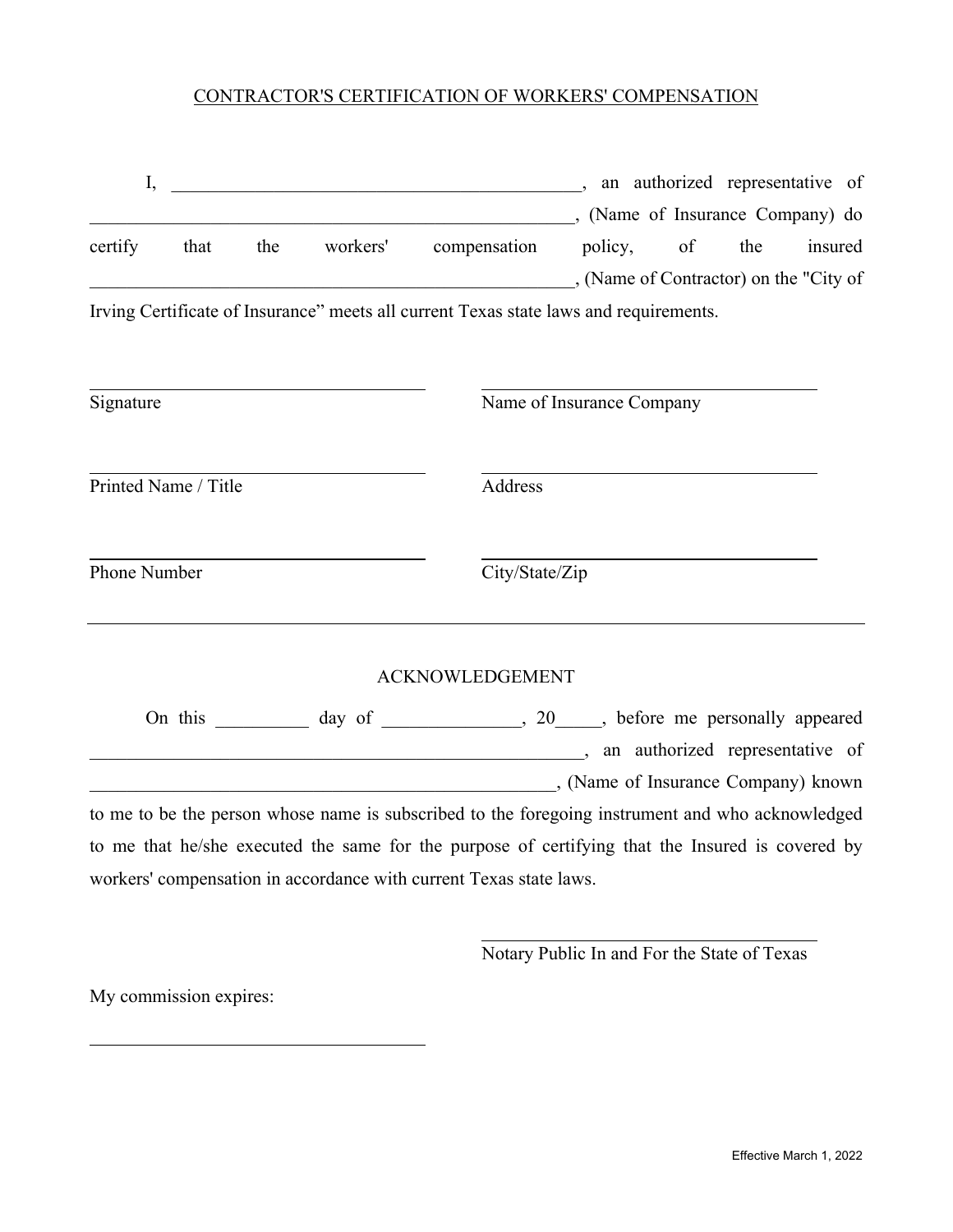# CONTRACTOR'S CERTIFICATION OF WORKERS' COMPENSATION

I, _____________________________________________, an authorized representative of _____________________________________________________, (Name of Insurance Company) do certify that the workers' compensation policy, of the insured _____________________________________________________, (Name of Contractor) on the "City of Irving Certificate of Insurance" meets all current Texas state laws and requirements.

| | |
|---|---|
| _____________________________________ | _____________________________________ |
| Signature | Name of Insurance Company |
| _____________________________________ | _____________________________________ |
| Printed Name / Title | Address |
| _____________________________________ | _____________________________________ |
| Phone Number | City/State/Zip |

---

## ACKNOWLEDGEMENT

On this __________ day of _______________, 20_____, before me personally appeared _______________________________________________________, an authorized representative of ____________________________________________________, (Name of Insurance Company) known to me to be the person whose name is subscribed to the foregoing instrument and who acknowledged to me that he/she executed the same for the purpose of certifying that the Insured is covered by workers' compensation in accordance with current Texas state laws.

_____________________________________
Notary Public In and For the State of Texas

My commission expires:

_____________________________________

Effective March 1, 2022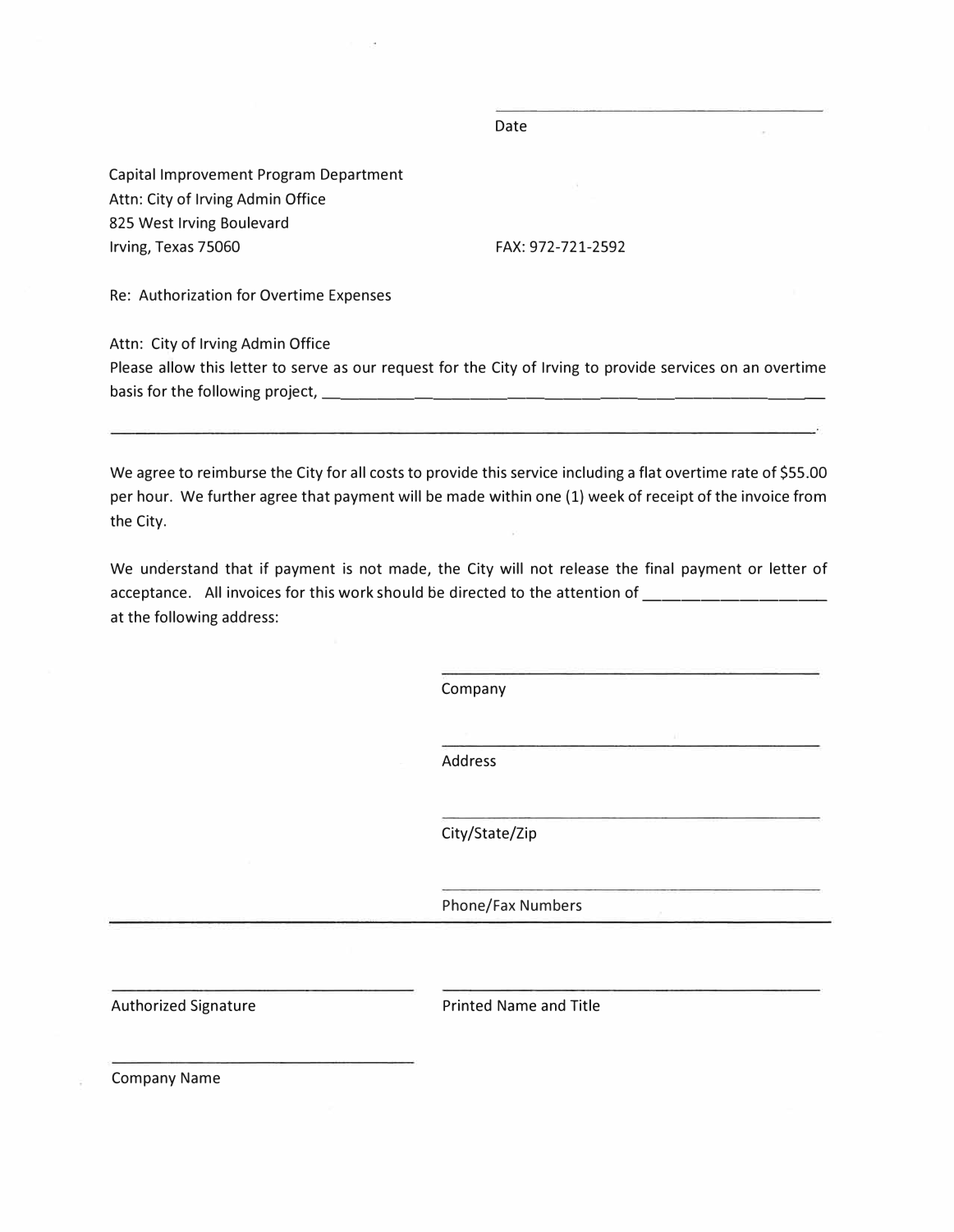\_\_\_\_\_\_\_\_\_\_\_\_\_\_\_\_\_\_\_\_\_\_\_\_\_\_\_\_\_\_\_\_\_\_\_\_\_\_\_\_

Date

Capital Improvement Program Department
Attn: City of Irving Admin Office
825 West Irving Boulevard
Irving, Texas 75060

FAX: 972-721-2592

Re: Authorization for Overtime Expenses

Attn: City of Irving Admin Office
Please allow this letter to serve as our request for the City of Irving to provide services on an overtime basis for the following project, \_\_\_\_\_\_\_\_\_\_\_\_\_\_\_\_\_\_\_\_\_\_\_\_\_\_\_\_\_\_\_\_\_\_\_\_\_\_\_\_\_\_\_\_\_\_\_\_\_\_\_\_\_\_\_\_\_\_\_\_

\_\_\_\_\_\_\_\_\_\_\_\_\_\_\_\_\_\_\_\_\_\_\_\_\_\_\_\_\_\_\_\_\_\_\_\_\_\_\_\_\_\_\_\_\_\_\_\_\_\_\_\_\_\_\_\_\_\_\_\_\_\_\_\_\_\_\_\_\_\_\_\_\_\_\_\_\_\_.

We agree to reimburse the City for all costs to provide this service including a flat overtime rate of $55.00 per hour. We further agree that payment will be made within one (1) week of receipt of the invoice from the City.

We understand that if payment is not made, the City will not release the final payment or letter of acceptance. All invoices for this work should be directed to the attention of \_\_\_\_\_\_\_\_\_\_\_\_\_\_\_\_\_\_\_\_ at the following address:

\_\_\_\_\_\_\_\_\_\_\_\_\_\_\_\_\_\_\_\_\_\_\_\_\_\_\_\_\_\_\_\_\_\_\_\_\_\_\_\_

Company

\_\_\_\_\_\_\_\_\_\_\_\_\_\_\_\_\_\_\_\_\_\_\_\_\_\_\_\_\_\_\_\_\_\_\_\_\_\_\_\_

Address

\_\_\_\_\_\_\_\_\_\_\_\_\_\_\_\_\_\_\_\_\_\_\_\_\_\_\_\_\_\_\_\_\_\_\_\_\_\_\_\_

City/State/Zip

\_\_\_\_\_\_\_\_\_\_\_\_\_\_\_\_\_\_\_\_\_\_\_\_\_\_\_\_\_\_\_\_\_\_\_\_\_\_\_\_

Phone/Fax Numbers

---

\_\_\_\_\_\_\_\_\_\_\_\_\_\_\_\_\_\_\_\_\_\_\_\_\_\_\_\_\_\_\_\_\_\_\_\_

Authorized Signature

\_\_\_\_\_\_\_\_\_\_\_\_\_\_\_\_\_\_\_\_\_\_\_\_\_\_\_\_\_\_\_\_\_\_\_\_\_\_\_\_

Printed Name and Title

\_\_\_\_\_\_\_\_\_\_\_\_\_\_\_\_\_\_\_\_\_\_\_\_\_\_\_\_\_\_\_\_\_\_\_\_

Company Name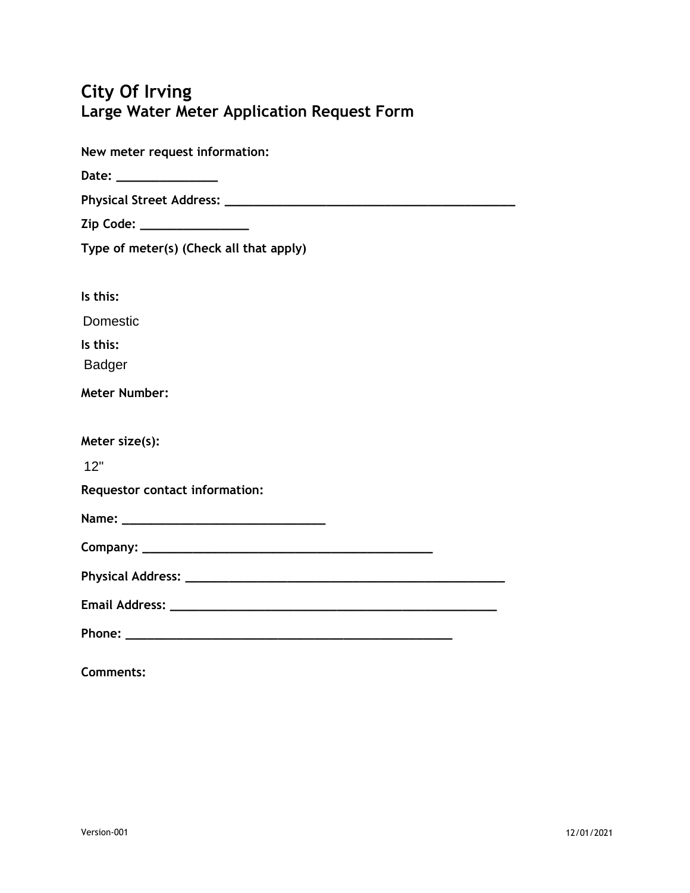# City Of Irving
## Large Water Meter Application Request Form

**New meter request information:**

**Date:** _______________

**Physical Street Address:** ____________________________________________

**Zip Code:** ________________

**Type of meter(s) (Check all that apply)**

**Is this:**

Domestic

**Is this:**

Badger

**Meter Number:**

**Meter size(s):**

12"

**Requestor contact information:**

**Name:** ______________________________

**Company:** ____________________________________________

**Physical Address:** ________________________________________________

**Email Address:** __________________________________________________

**Phone:** ________________________________________________

**Comments:**

Version-001 12/01/2021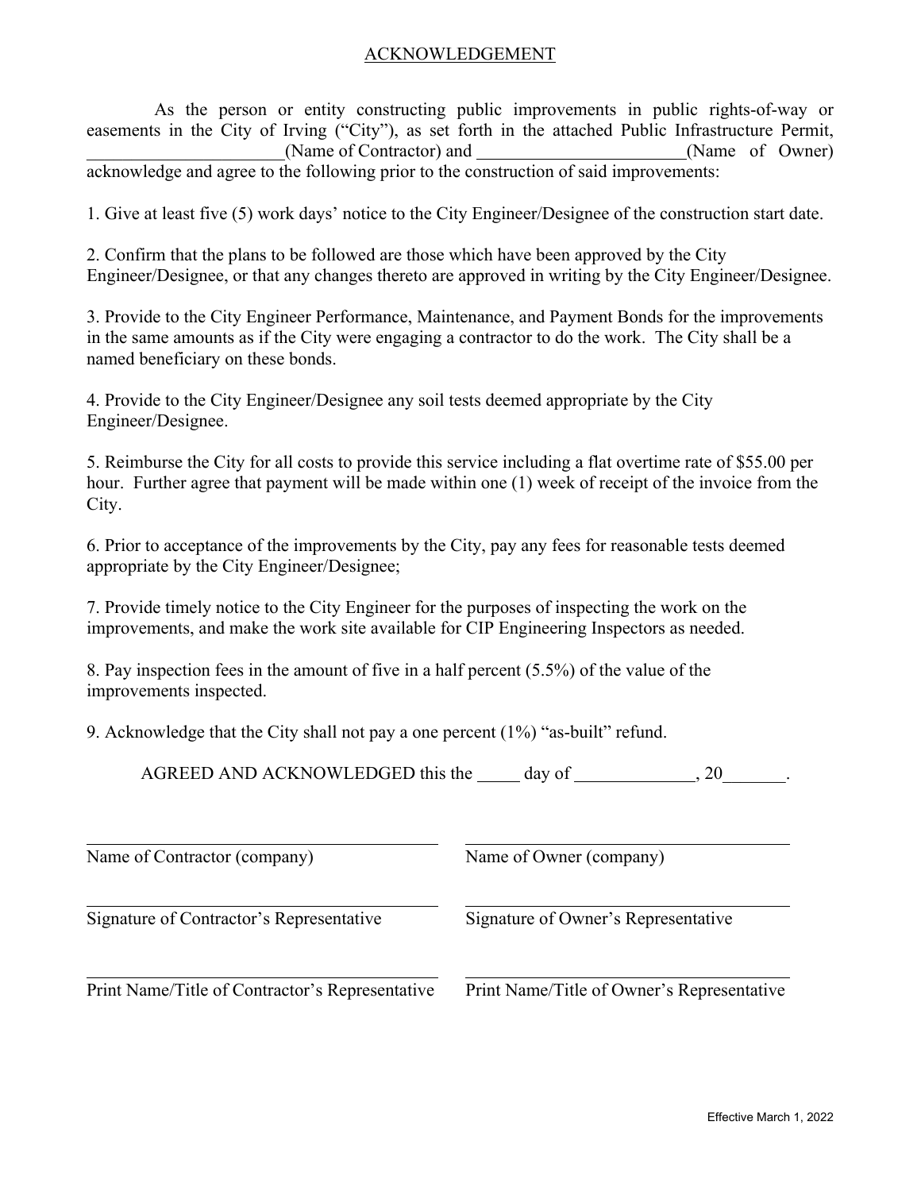# ACKNOWLEDGEMENT

As the person or entity constructing public improvements in public rights-of-way or easements in the City of Irving ("City"), as set forth in the attached Public Infrastructure Permit, ______________________(Name of Contractor) and ________________________(Name of Owner) acknowledge and agree to the following prior to the construction of said improvements:

1. Give at least five (5) work days' notice to the City Engineer/Designee of the construction start date.

2. Confirm that the plans to be followed are those which have been approved by the City Engineer/Designee, or that any changes thereto are approved in writing by the City Engineer/Designee.

3. Provide to the City Engineer Performance, Maintenance, and Payment Bonds for the improvements in the same amounts as if the City were engaging a contractor to do the work. The City shall be a named beneficiary on these bonds.

4. Provide to the City Engineer/Designee any soil tests deemed appropriate by the City Engineer/Designee.

5. Reimburse the City for all costs to provide this service including a flat overtime rate of $55.00 per hour. Further agree that payment will be made within one (1) week of receipt of the invoice from the City.

6. Prior to acceptance of the improvements by the City, pay any fees for reasonable tests deemed appropriate by the City Engineer/Designee;

7. Provide timely notice to the City Engineer for the purposes of inspecting the work on the improvements, and make the work site available for CIP Engineering Inspectors as needed.

8. Pay inspection fees in the amount of five in a half percent (5.5%) of the value of the improvements inspected.

9. Acknowledge that the City shall not pay a one percent (1%) "as-built" refund.

AGREED AND ACKNOWLEDGED this the _____ day of ______________, 20_______.

| | |
|---|---|
| ______________________________ | ______________________________ |
| Name of Contractor (company) | Name of Owner (company) |
| ______________________________ | ______________________________ |
| Signature of Contractor's Representative | Signature of Owner's Representative |
| ______________________________ | ______________________________ |
| Print Name/Title of Contractor's Representative | Print Name/Title of Owner's Representative |

Effective March 1, 2022